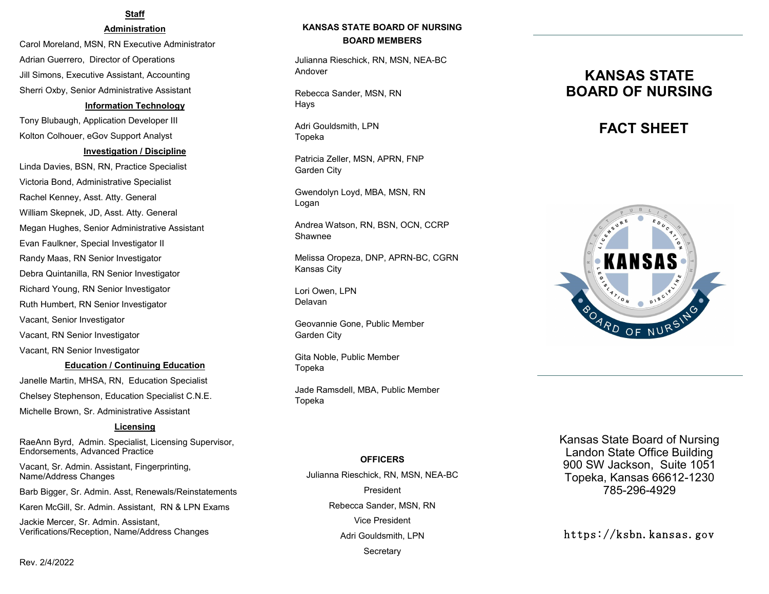## Staff

### Administration

Carol Moreland, MSN, RN Executive Administrator

Adrian Guerrero, Director of Operations

Jill Simons, Executive Assistant, Accounting

Sherri Oxby, Senior Administrative Assistant

### Information Technology

Tony Blubaugh, Application Developer III

Kolton Colhouer, eGov Support Analyst

### Investigation / Discipline

Linda Davies, BSN, RN, Practice Specialist

Victoria Bond, Administrative Specialist

Rachel Kenney, Asst. Atty. General

William Skepnek, JD, Asst. Atty. General

Megan Hughes, Senior Administrative Assistant

Evan Faulkner, Special Investigator II

Randy Maas, RN Senior Investigator

Debra Quintanilla, RN Senior Investigator

Richard Young, RN Senior Investigator

Ruth Humbert, RN Senior Investigator

Vacant, Senior Investigator

Vacant, RN Senior Investigator

Vacant, RN Senior Investigator

### Education / Continuing Education

Janelle Martin, MHSA, RN, Education Specialist

Chelsey Stephenson, Education Specialist C.N.E.

Michelle Brown, Sr. Administrative Assistant

### Licensing

RaeAnn Byrd, Admin. Specialist, Licensing Supervisor, Endorsements, Advanced Practice

Vacant, Sr. Admin. Assistant, Fingerprinting, Name/Address Changes

Barb Bigger, Sr. Admin. Asst, Renewals/Reinstatements

Karen McGill, Sr. Admin. Assistant, RN & LPN Exams

Jackie Mercer, Sr. Admin. Assistant, Verifications/Reception, Name/Address Changes

Rev. 2/4/2022

## KANSAS STATE BOARD OF NURSING BOARD MEMBERS

Julianna Rieschick, RN, MSN, NEA-BC
Andover

Rebecca Sander, MSN, RN
Hays

Adri Gouldsmith, LPN
Topeka

Patricia Zeller, MSN, APRN, FNP
Garden City

Gwendolyn Loyd, MBA, MSN, RN
Logan

Andrea Watson, RN, BSN, OCN, CCRP
Shawnee

Melissa Oropeza, DNP, APRN-BC, CGRN
Kansas City

Lori Owen, LPN
Delavan

Geovannie Gone, Public Member
Garden City

Gita Noble, Public Member
Topeka

Jade Ramsdell, MBA, Public Member
Topeka

### OFFICERS

Julianna Rieschick, RN, MSN, NEA-BC

President

Rebecca Sander, MSN, RN

Vice President

Adri Gouldsmith, LPN

Secretary

# KANSAS STATE BOARD OF NURSING

# FACT SHEET

Kansas State Board of Nursing
Landon State Office Building
900 SW Jackson, Suite 1051
Topeka, Kansas 66612-1230
785-296-4929

https://ksbn.kansas.gov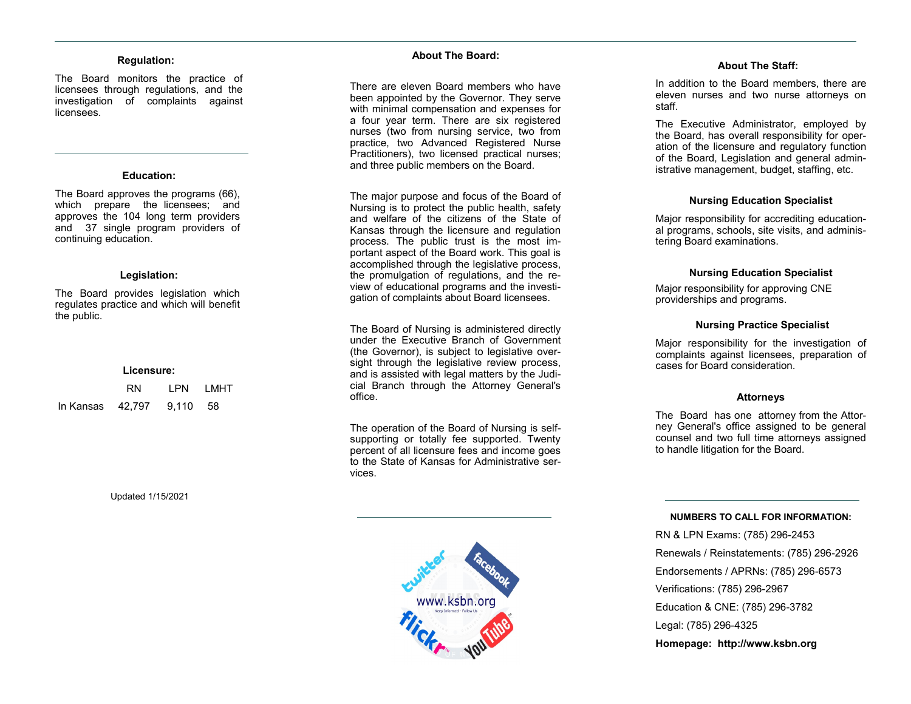### Regulation:

The Board monitors the practice of licensees through regulations, and the investigation of complaints against licensees.

### Education:

The Board approves the programs (66), which prepare the licensees; and approves the 104 long term providers and 37 single program providers of continuing education.

### Legislation:

The Board provides legislation which regulates practice and which will benefit the public.

### Licensure:

| | RN | LPN | LMHT |
|---|---|---|---|
| In Kansas | 42,797 | 9,110 | 58 |

Updated 1/15/2021

### About The Board:

There are eleven Board members who have been appointed by the Governor. They serve with minimal compensation and expenses for a four year term. There are six registered nurses (two from nursing service, two from practice, two Advanced Registered Nurse Practitioners), two licensed practical nurses; and three public members on the Board.

The major purpose and focus of the Board of Nursing is to protect the public health, safety and welfare of the citizens of the State of Kansas through the licensure and regulation process. The public trust is the most important aspect of the Board work. This goal is accomplished through the legislative process, the promulgation of regulations, and the review of educational programs and the investigation of complaints about Board licensees.

The Board of Nursing is administered directly under the Executive Branch of Government (the Governor), is subject to legislative oversight through the legislative review process, and is assisted with legal matters by the Judicial Branch through the Attorney General's office.

The operation of the Board of Nursing is self-supporting or totally fee supported. Twenty percent of all licensure fees and income goes to the State of Kansas for Administrative services.

www.ksbn.org

Keep Informed - Follow Us

### About The Staff:

In addition to the Board members, there are eleven nurses and two nurse attorneys on staff.

The Executive Administrator, employed by the Board, has overall responsibility for operation of the licensure and regulatory function of the Board, Legislation and general administrative management, budget, staffing, etc.

#### Nursing Education Specialist

Major responsibility for accrediting educational programs, schools, site visits, and administering Board examinations.

#### Nursing Education Specialist

Major responsibility for approving CNE providerships and programs.

#### Nursing Practice Specialist

Major responsibility for the investigation of complaints against licensees, preparation of cases for Board consideration.

#### Attorneys

The Board has one attorney from the Attorney General's office assigned to be general counsel and two full time attorneys assigned to handle litigation for the Board.

**NUMBERS TO CALL FOR INFORMATION:**

RN & LPN Exams: (785) 296-2453

Renewals / Reinstatements: (785) 296-2926

Endorsements / APRNs: (785) 296-6573

Verifications: (785) 296-2967

Education & CNE: (785) 296-3782

Legal: (785) 296-4325

**Homepage: http://www.ksbn.org**